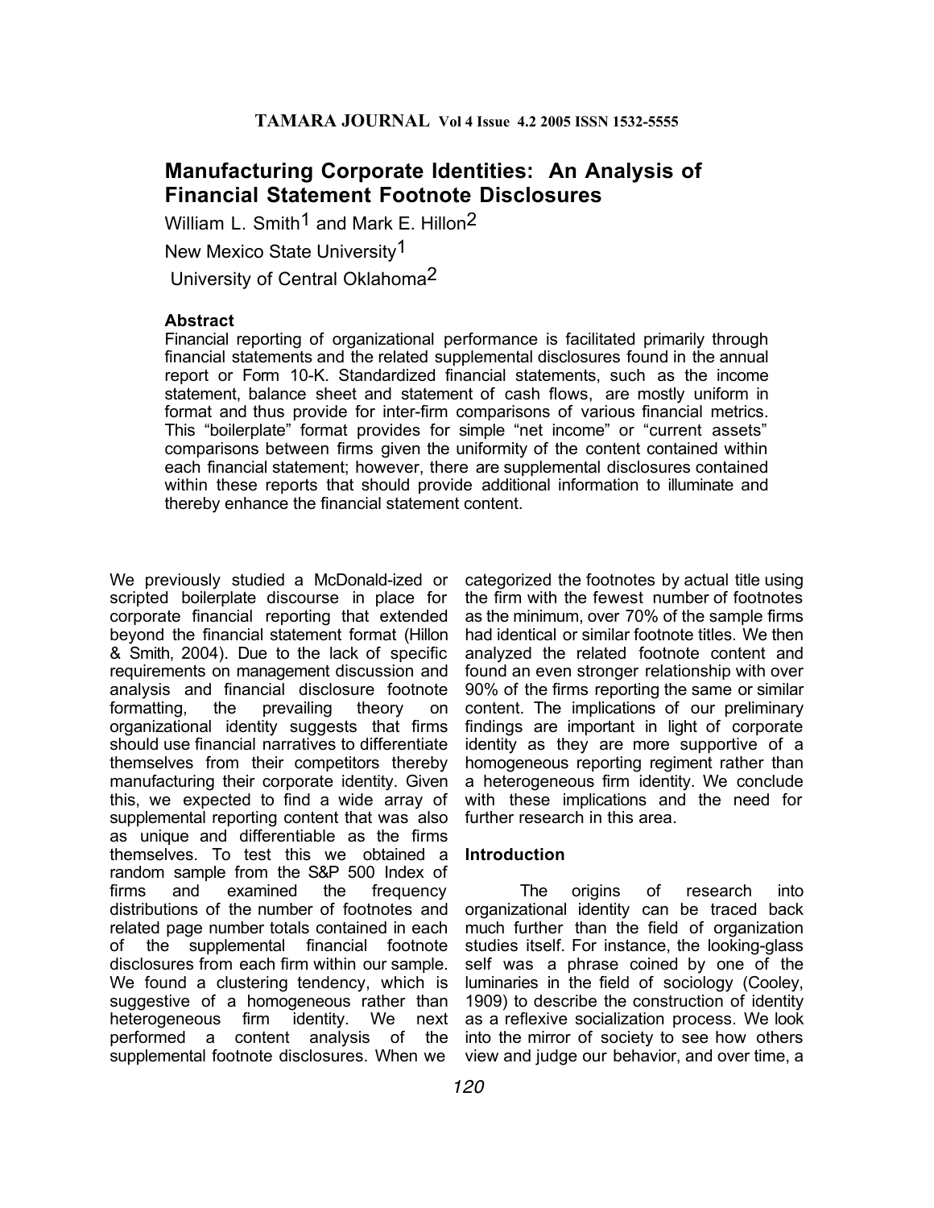# Manufacturing Corporate Identities: An Analysis of Financial Statement Footnote Disclosures

William L. Smith[1] and Mark E. Hillon[2]

New Mexico State University[1]

University of Central Oklahoma[2]

### Abstract

Financial reporting of organizational performance is facilitated primarily through financial statements and the related supplemental disclosures found in the annual report or Form 10-K. Standardized financial statements, such as the income statement, balance sheet and statement of cash flows, are mostly uniform in format and thus provide for inter-firm comparisons of various financial metrics. This "boilerplate" format provides for simple "net income" or "current assets" comparisons between firms given the uniformity of the content contained within each financial statement; however, there are supplemental disclosures contained within these reports that should provide additional information to illuminate and thereby enhance the financial statement content.

We previously studied a McDonald-ized or scripted boilerplate discourse in place for corporate financial reporting that extended beyond the financial statement format (Hillon & Smith, 2004). Due to the lack of specific requirements on management discussion and analysis and financial disclosure footnote formatting, the prevailing theory on organizational identity suggests that firms should use financial narratives to differentiate themselves from their competitors thereby manufacturing their corporate identity. Given this, we expected to find a wide array of supplemental reporting content that was also as unique and differentiable as the firms themselves. To test this we obtained a random sample from the S&P 500 Index of firms and examined the frequency distributions of the number of footnotes and related page number totals contained in each of the supplemental financial footnote disclosures from each firm within our sample. We found a clustering tendency, which is suggestive of a homogeneous rather than heterogeneous firm identity. We next performed a content analysis of the supplemental footnote disclosures. When we categorized the footnotes by actual title using the firm with the fewest number of footnotes as the minimum, over 70% of the sample firms had identical or similar footnote titles. We then analyzed the related footnote content and found an even stronger relationship with over 90% of the firms reporting the same or similar content. The implications of our preliminary findings are important in light of corporate identity as they are more supportive of a homogeneous reporting regiment rather than a heterogeneous firm identity. We conclude with these implications and the need for further research in this area.

### Introduction

The origins of research into organizational identity can be traced back much further than the field of organization studies itself. For instance, the looking-glass self was a phrase coined by one of the luminaries in the field of sociology (Cooley, 1909) to describe the construction of identity as a reflexive socialization process. We look into the mirror of society to see how others view and judge our behavior, and over time, a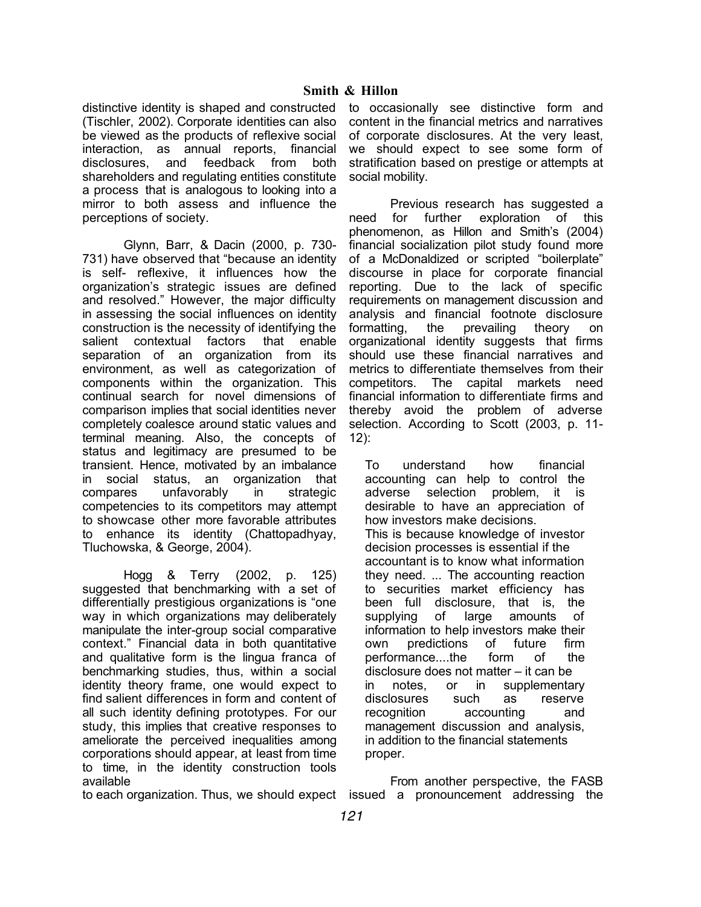distinctive identity is shaped and constructed (Tischler, 2002). Corporate identities can also be viewed as the products of reflexive social interaction, as annual reports, financial disclosures, and feedback from both shareholders and regulating entities constitute a process that is analogous to looking into a mirror to both assess and influence the perceptions of society.

Glynn, Barr, & Dacin (2000, p. 730-731) have observed that "because an identity is self- reflexive, it influences how the organization's strategic issues are defined and resolved." However, the major difficulty in assessing the social influences on identity construction is the necessity of identifying the salient contextual factors that enable separation of an organization from its environment, as well as categorization of components within the organization. This continual search for novel dimensions of comparison implies that social identities never completely coalesce around static values and terminal meaning. Also, the concepts of status and legitimacy are presumed to be transient. Hence, motivated by an imbalance in social status, an organization that compares unfavorably in strategic competencies to its competitors may attempt to showcase other more favorable attributes to enhance its identity (Chattopadhyay, Tluchowska, & George, 2004).

Hogg & Terry (2002, p. 125) suggested that benchmarking with a set of differentially prestigious organizations is "one way in which organizations may deliberately manipulate the inter-group social comparative context." Financial data in both quantitative and qualitative form is the lingua franca of benchmarking studies, thus, within a social identity theory frame, one would expect to find salient differences in form and content of all such identity defining prototypes. For our study, this implies that creative responses to ameliorate the perceived inequalities among corporations should appear, at least from time to time, in the identity construction tools available to each organization. Thus, we should expect to occasionally see distinctive form and content in the financial metrics and narratives of corporate disclosures. At the very least, we should expect to see some form of stratification based on prestige or attempts at social mobility.

Previous research has suggested a need for further exploration of this phenomenon, as Hillon and Smith's (2004) financial socialization pilot study found more of a McDonaldized or scripted "boilerplate" discourse in place for corporate financial reporting. Due to the lack of specific requirements on management discussion and analysis and financial footnote disclosure formatting, the prevailing theory on organizational identity suggests that firms should use these financial narratives and metrics to differentiate themselves from their competitors. The capital markets need financial information to differentiate firms and thereby avoid the problem of adverse selection. According to Scott (2003, p. 11-12):

> To understand how financial accounting can help to control the adverse selection problem, it is desirable to have an appreciation of how investors make decisions.
> This is because knowledge of investor decision processes is essential if the accountant is to know what information they need. ... The accounting reaction to securities market efficiency has been full disclosure, that is, the supplying of large amounts of information to help investors make their own predictions of future firm performance....the form of the disclosure does not matter – it can be in notes, or in supplementary disclosures such as reserve recognition accounting and management discussion and analysis, in addition to the financial statements proper.

From another perspective, the FASB issued a pronouncement addressing the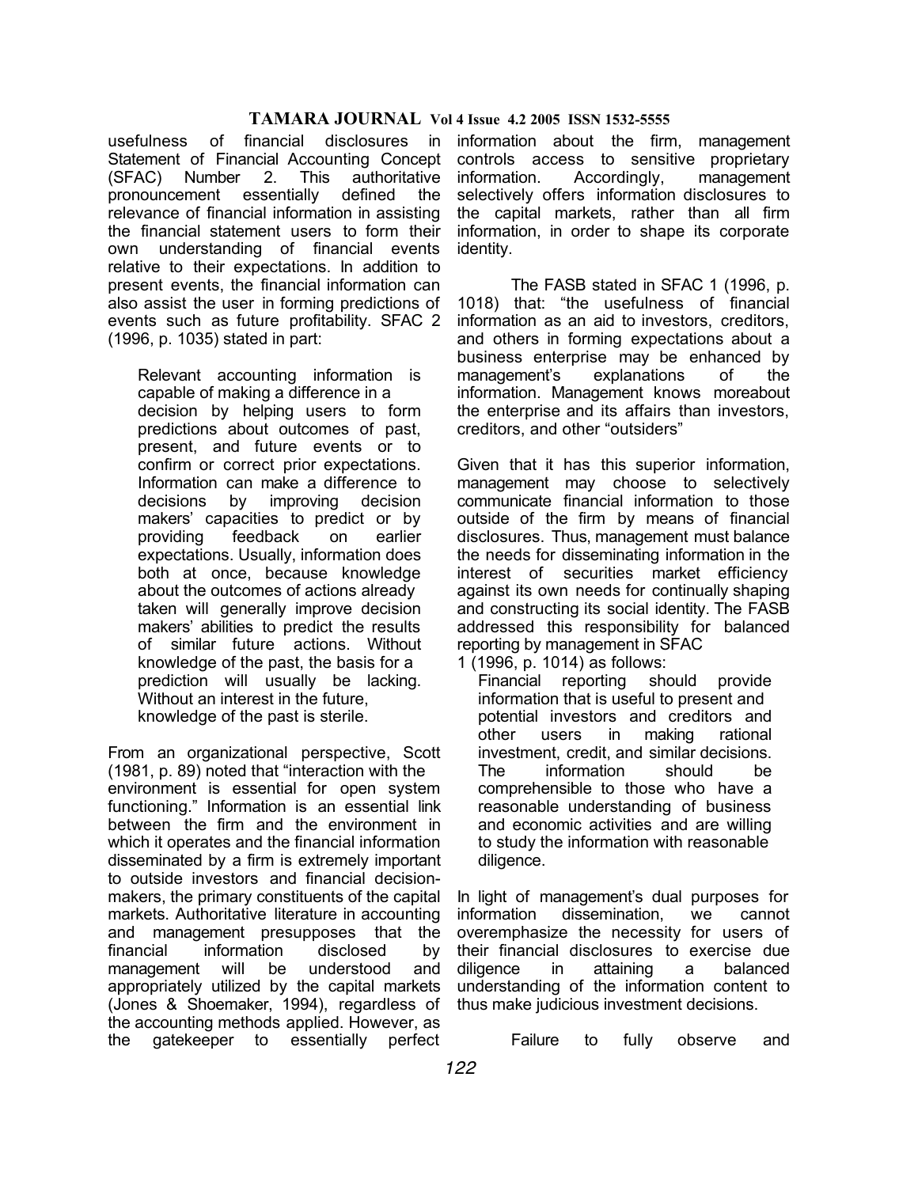usefulness of financial disclosures in Statement of Financial Accounting Concept (SFAC) Number 2. This authoritative pronouncement essentially defined the relevance of financial information in assisting the financial statement users to form their own understanding of financial events relative to their expectations. In addition to present events, the financial information can also assist the user in forming predictions of events such as future profitability. SFAC 2 (1996, p. 1035) stated in part:

> Relevant accounting information is capable of making a difference in a decision by helping users to form predictions about outcomes of past, present, and future events or to confirm or correct prior expectations. Information can make a difference to decisions by improving decision makers' capacities to predict or by providing feedback on earlier expectations. Usually, information does both at once, because knowledge about the outcomes of actions already taken will generally improve decision makers' abilities to predict the results of similar future actions. Without knowledge of the past, the basis for a prediction will usually be lacking. Without an interest in the future, knowledge of the past is sterile.

From an organizational perspective, Scott (1981, p. 89) noted that "interaction with the environment is essential for open system functioning." Information is an essential link between the firm and the environment in which it operates and the financial information disseminated by a firm is extremely important to outside investors and financial decision-makers, the primary constituents of the capital markets. Authoritative literature in accounting and management presupposes that the financial information disclosed by management will be understood and appropriately utilized by the capital markets (Jones & Shoemaker, 1994), regardless of the accounting methods applied. However, as the gatekeeper to essentially perfect information about the firm, management controls access to sensitive proprietary information. Accordingly, management selectively offers information disclosures to the capital markets, rather than all firm information, in order to shape its corporate identity.

The FASB stated in SFAC 1 (1996, p. 1018) that: "the usefulness of financial information as an aid to investors, creditors, and others in forming expectations about a business enterprise may be enhanced by management's explanations of the information. Management knows moreabout the enterprise and its affairs than investors, creditors, and other "outsiders"

Given that it has this superior information, management may choose to selectively communicate financial information to those outside of the firm by means of financial disclosures. Thus, management must balance the needs for disseminating information in the interest of securities market efficiency against its own needs for continually shaping and constructing its social identity. The FASB addressed this responsibility for balanced reporting by management in SFAC 1 (1996, p. 1014) as follows:

> Financial reporting should provide information that is useful to present and potential investors and creditors and other users in making rational investment, credit, and similar decisions. The information should be comprehensible to those who have a reasonable understanding of business and economic activities and are willing to study the information with reasonable diligence.

In light of management's dual purposes for information dissemination, we cannot overemphasize the necessity for users of their financial disclosures to exercise due diligence in attaining a balanced understanding of the information content to thus make judicious investment decisions.

Failure to fully observe and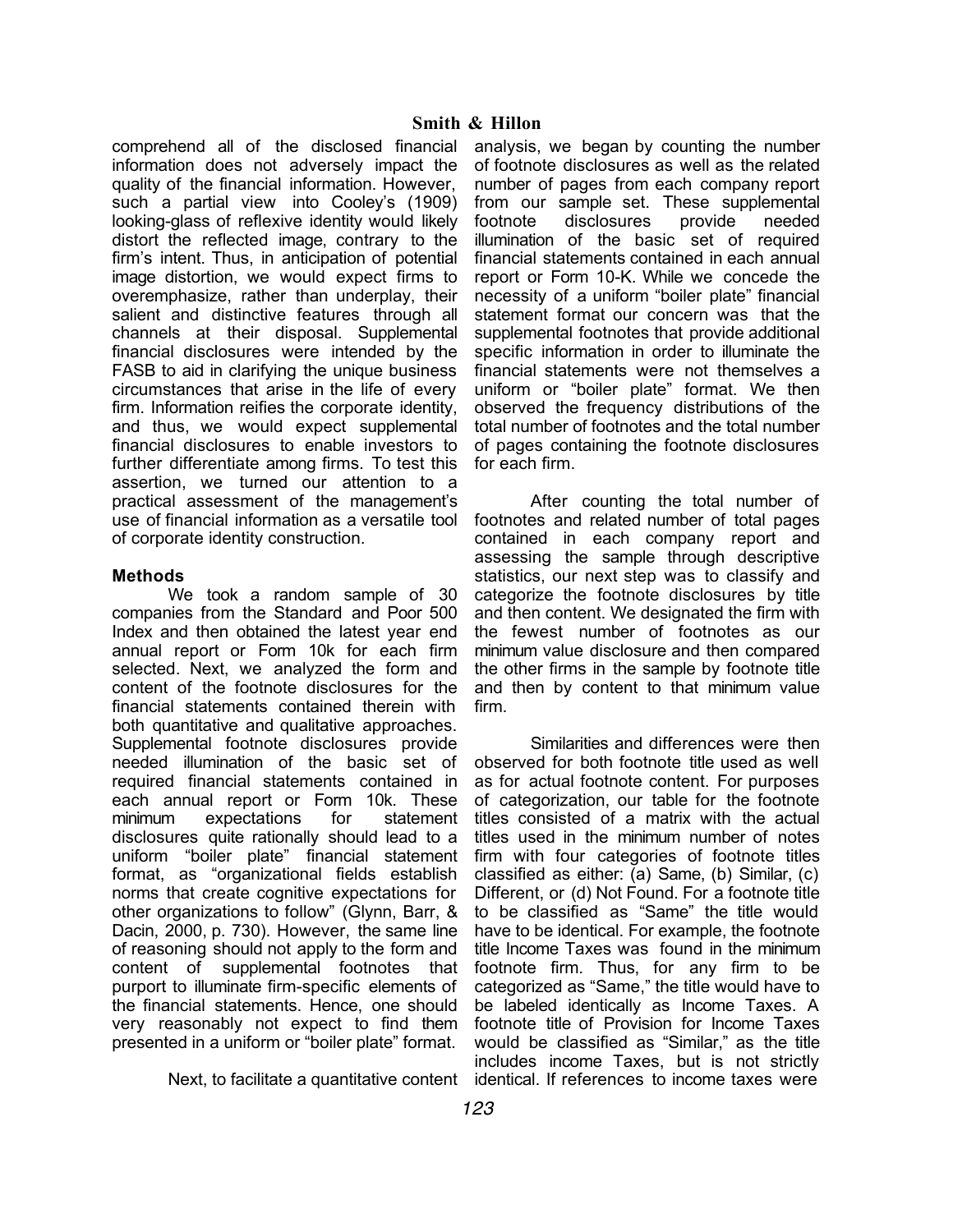comprehend all of the disclosed financial information does not adversely impact the quality of the financial information. However, such a partial view into Cooley's (1909) looking-glass of reflexive identity would likely distort the reflected image, contrary to the firm's intent. Thus, in anticipation of potential image distortion, we would expect firms to overemphasize, rather than underplay, their salient and distinctive features through all channels at their disposal. Supplemental financial disclosures were intended by the FASB to aid in clarifying the unique business circumstances that arise in the life of every firm. Information reifies the corporate identity, and thus, we would expect supplemental financial disclosures to enable investors to further differentiate among firms. To test this assertion, we turned our attention to a practical assessment of the management's use of financial information as a versatile tool of corporate identity construction.

### Methods

We took a random sample of 30 companies from the Standard and Poor 500 Index and then obtained the latest year end annual report or Form 10k for each firm selected. Next, we analyzed the form and content of the footnote disclosures for the financial statements contained therein with both quantitative and qualitative approaches. Supplemental footnote disclosures provide needed illumination of the basic set of required financial statements contained in each annual report or Form 10k. These minimum expectations for statement disclosures quite rationally should lead to a uniform "boiler plate" financial statement format, as "organizational fields establish norms that create cognitive expectations for other organizations to follow" (Glynn, Barr, & Dacin, 2000, p. 730). However, the same line of reasoning should not apply to the form and content of supplemental footnotes that purport to illuminate firm-specific elements of the financial statements. Hence, one should very reasonably not expect to find them presented in a uniform or "boiler plate" format.

Next, to facilitate a quantitative content analysis, we began by counting the number of footnote disclosures as well as the related number of pages from each company report from our sample set. These supplemental footnote disclosures provide needed illumination of the basic set of required financial statements contained in each annual report or Form 10-K. While we concede the necessity of a uniform "boiler plate" financial statement format our concern was that the supplemental footnotes that provide additional specific information in order to illuminate the financial statements were not themselves a uniform or "boiler plate" format. We then observed the frequency distributions of the total number of footnotes and the total number of pages containing the footnote disclosures for each firm.

After counting the total number of footnotes and related number of total pages contained in each company report and assessing the sample through descriptive statistics, our next step was to classify and categorize the footnote disclosures by title and then content. We designated the firm with the fewest number of footnotes as our minimum value disclosure and then compared the other firms in the sample by footnote title and then by content to that minimum value firm.

Similarities and differences were then observed for both footnote title used as well as for actual footnote content. For purposes of categorization, our table for the footnote titles consisted of a matrix with the actual titles used in the minimum number of notes firm with four categories of footnote titles classified as either: (a) Same, (b) Similar, (c) Different, or (d) Not Found. For a footnote title to be classified as "Same" the title would have to be identical. For example, the footnote title Income Taxes was found in the minimum footnote firm. Thus, for any firm to be categorized as "Same," the title would have to be labeled identically as Income Taxes. A footnote title of Provision for Income Taxes would be classified as "Similar," as the title includes income Taxes, but is not strictly identical. If references to income taxes were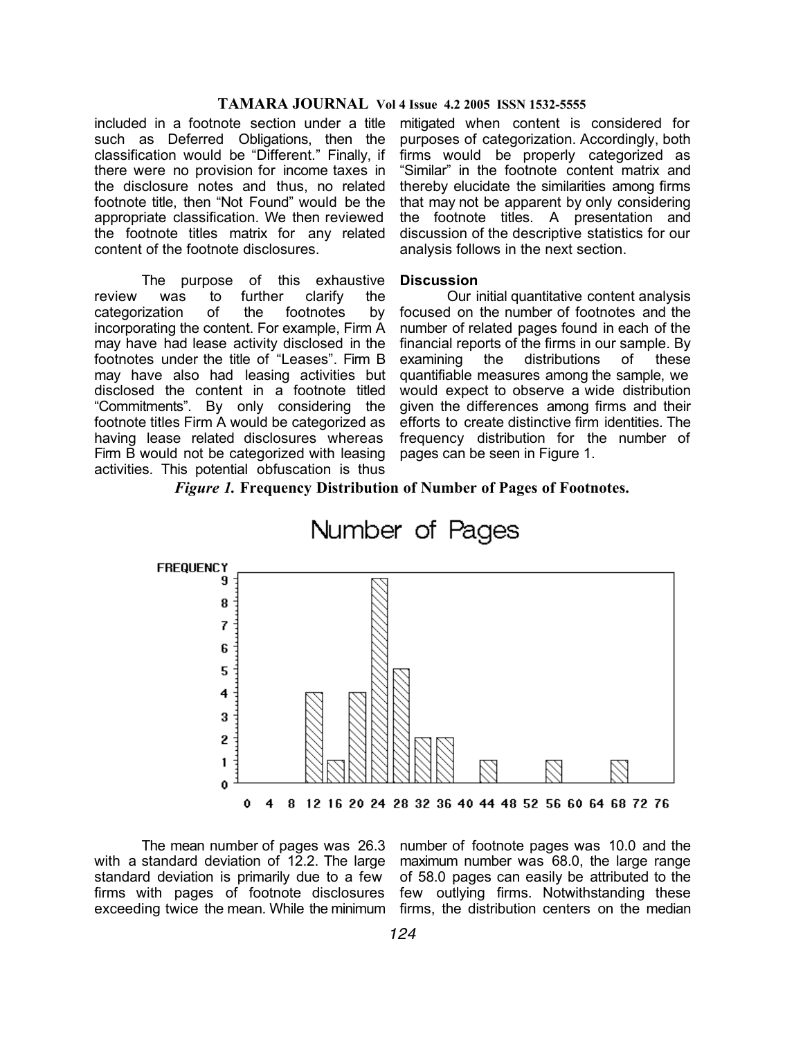included in a footnote section under a title such as Deferred Obligations, then the classification would be "Different." Finally, if there were no provision for income taxes in the disclosure notes and thus, no related footnote title, then "Not Found" would be the appropriate classification. We then reviewed the footnote titles matrix for any related content of the footnote disclosures.

The purpose of this exhaustive review was to further clarify the categorization of the footnotes by incorporating the content. For example, Firm A may have had lease activity disclosed in the footnotes under the title of "Leases". Firm B may have also had leasing activities but disclosed the content in a footnote titled "Commitments". By only considering the footnote titles Firm A would be categorized as having lease related disclosures whereas Firm B would not be categorized with leasing activities. This potential obfuscation is thus mitigated when content is considered for purposes of categorization. Accordingly, both firms would be properly categorized as "Similar" in the footnote content matrix and thereby elucidate the similarities among firms that may not be apparent by only considering the footnote titles. A presentation and discussion of the descriptive statistics for our analysis follows in the next section.

## Discussion

Our initial quantitative content analysis focused on the number of footnotes and the number of related pages found in each of the financial reports of the firms in our sample. By examining the distributions of these quantifiable measures among the sample, we would expect to observe a wide distribution given the differences among firms and their efforts to create distinctive firm identities. The frequency distribution for the number of pages can be seen in Figure 1.

***Figure 1.*** **Frequency Distribution of Number of Pages of Footnotes.**

The mean number of pages was 26.3 with a standard deviation of 12.2. The large standard deviation is primarily due to a few firms with pages of footnote disclosures exceeding twice the mean. While the minimum number of footnote pages was 10.0 and the maximum number was 68.0, the large range of 58.0 pages can easily be attributed to the few outlying firms. Notwithstanding these firms, the distribution centers on the median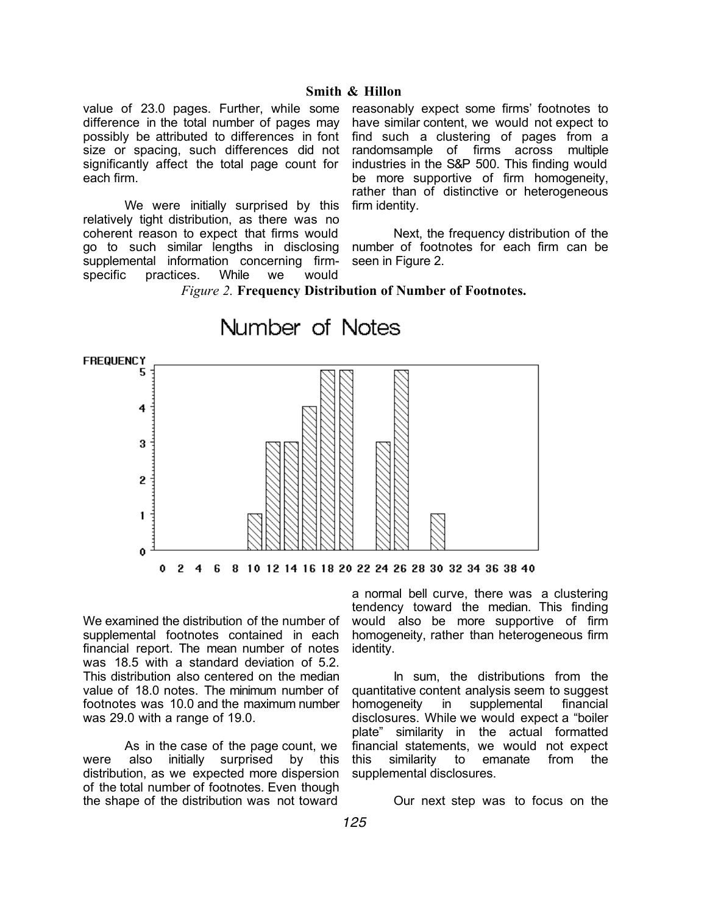value of 23.0 pages. Further, while some difference in the total number of pages may possibly be attributed to differences in font size or spacing, such differences did not significantly affect the total page count for each firm.

We were initially surprised by this relatively tight distribution, as there was no coherent reason to expect that firms would go to such similar lengths in disclosing supplemental information concerning firm-specific practices. While we would reasonably expect some firms' footnotes to have similar content, we would not expect to find such a clustering of pages from a randomsample of firms across multiple industries in the S&P 500. This finding would be more supportive of firm homogeneity, rather than of distinctive or heterogeneous firm identity.

Next, the frequency distribution of the number of footnotes for each firm can be seen in Figure 2.

*Figure 2.* **Frequency Distribution of Number of Footnotes.**

We examined the distribution of the number of supplemental footnotes contained in each financial report. The mean number of notes was 18.5 with a standard deviation of 5.2. This distribution also centered on the median value of 18.0 notes. The minimum number of footnotes was 10.0 and the maximum number was 29.0 with a range of 19.0.

As in the case of the page count, we were also initially surprised by this distribution, as we expected more dispersion of the total number of footnotes. Even though the shape of the distribution was not toward a normal bell curve, there was a clustering tendency toward the median. This finding would also be more supportive of firm homogeneity, rather than heterogeneous firm identity.

In sum, the distributions from the quantitative content analysis seem to suggest homogeneity in supplemental financial disclosures. While we would expect a "boiler plate" similarity in the actual formatted financial statements, we would not expect this similarity to emanate from the supplemental disclosures.

Our next step was to focus on the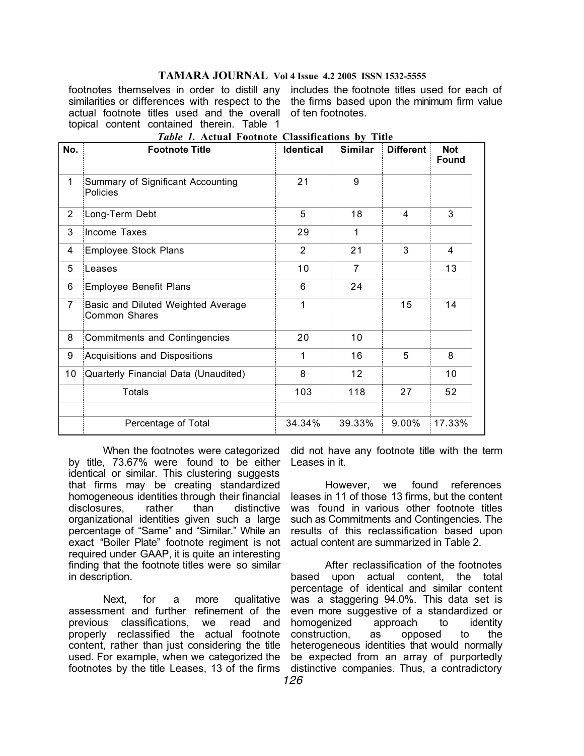footnotes themselves in order to distill any similarities or differences with respect to the actual footnote titles used and the overall topical content contained therein. Table 1 includes the footnote titles used for each of the firms based upon the minimum firm value of ten footnotes.

*Table 1.* **Actual Footnote Classifications by Title**

| No. | Footnote Title | Identical | Similar | Different | Not Found |
|---|---|---|---|---|---|
| 1 | Summary of Significant Accounting Policies | 21 | 9 | | |
| 2 | Long-Term Debt | 5 | 18 | 4 | 3 |
| 3 | Income Taxes | 29 | 1 | | |
| 4 | Employee Stock Plans | 2 | 21 | 3 | 4 |
| 5 | Leases | 10 | 7 | | 13 |
| 6 | Employee Benefit Plans | 6 | 24 | | |
| 7 | Basic and Diluted Weighted Average Common Shares | 1 | | 15 | 14 |
| 8 | Commitments and Contingencies | 20 | 10 | | |
| 9 | Acquisitions and Dispositions | 1 | 16 | 5 | 8 |
| 10 | Quarterly Financial Data (Unaudited) | 8 | 12 | | 10 |
| | Totals | 103 | 118 | 27 | 52 |
| | | | | | |
| | Percentage of Total | 34.34% | 39.33% | 9.00% | 17.33% |

When the footnotes were categorized by title, 73.67% were found to be either identical or similar. This clustering suggests that firms may be creating standardized homogeneous identities through their financial disclosures, rather than distinctive organizational identities given such a large percentage of "Same" and "Similar." While an exact "Boiler Plate" footnote regiment is not required under GAAP, it is quite an interesting finding that the footnote titles were so similar in description.

Next, for a more qualitative assessment and further refinement of the previous classifications, we read and properly reclassified the actual footnote content, rather than just considering the title used. For example, when we categorized the footnotes by the title Leases, 13 of the firms did not have any footnote title with the term Leases in it.

However, we found references leases in 11 of those 13 firms, but the content was found in various other footnote titles such as Commitments and Contingencies. The results of this reclassification based upon actual content are summarized in Table 2.

After reclassification of the footnotes based upon actual content, the total percentage of identical and similar content was a staggering 94.0%. This data set is even more suggestive of a standardized or homogenized approach to identity construction, as opposed to the heterogeneous identities that would normally be expected from an array of purportedly distinctive companies. Thus, a contradictory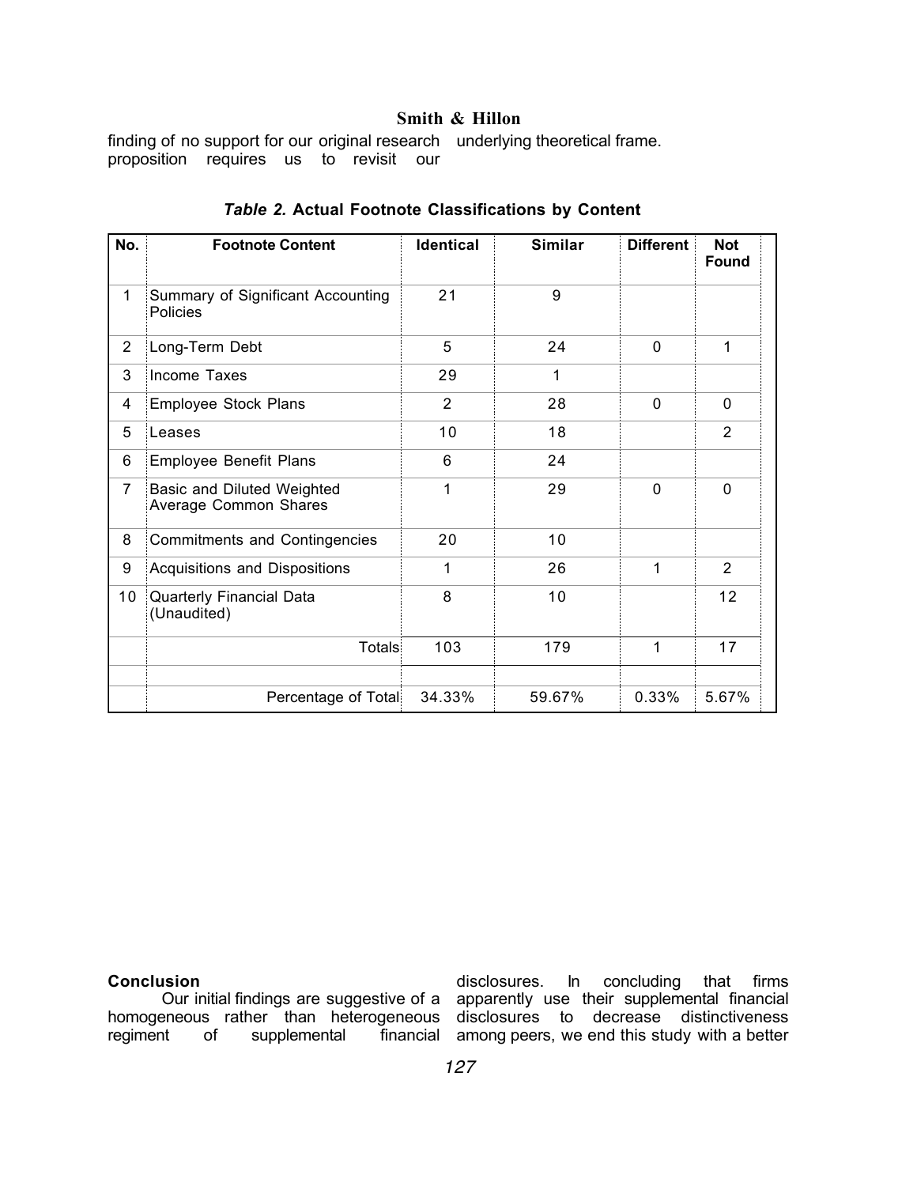finding of no support for our original research proposition requires us to revisit our underlying theoretical frame.

***Table 2.* Actual Footnote Classifications by Content**

| No. | Footnote Content | Identical | Similar | Different | Not Found |
|---|---|---|---|---|---|
| 1 | Summary of Significant Accounting Policies | 21 | 9 | | |
| 2 | Long-Term Debt | 5 | 24 | 0 | 1 |
| 3 | Income Taxes | 29 | 1 | | |
| 4 | Employee Stock Plans | 2 | 28 | 0 | 0 |
| 5 | Leases | 10 | 18 | | 2 |
| 6 | Employee Benefit Plans | 6 | 24 | | |
| 7 | Basic and Diluted Weighted Average Common Shares | 1 | 29 | 0 | 0 |
| 8 | Commitments and Contingencies | 20 | 10 | | |
| 9 | Acquisitions and Dispositions | 1 | 26 | 1 | 2 |
| 10 | Quarterly Financial Data (Unaudited) | 8 | 10 | | 12 |
| | Totals | 103 | 179 | 1 | 17 |
| | | | | | |
| | Percentage of Total | 34.33% | 59.67% | 0.33% | 5.67% |

**Conclusion**

Our initial findings are suggestive of a homogeneous rather than heterogeneous regiment of supplemental financial disclosures. In concluding that firms apparently use their supplemental financial disclosures to decrease distinctiveness among peers, we end this study with a better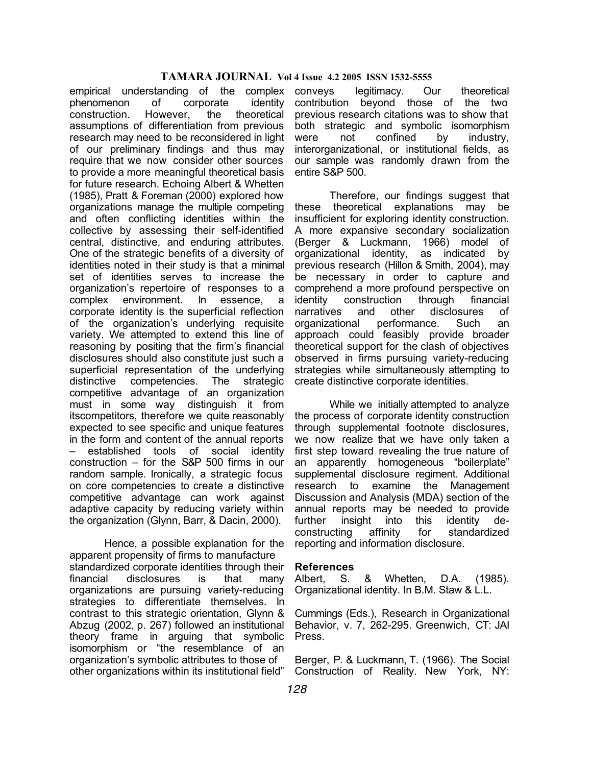empirical understanding of the complex phenomenon of corporate identity construction. However, the theoretical assumptions of differentiation from previous research may need to be reconsidered in light of our preliminary findings and thus may require that we now consider other sources to provide a more meaningful theoretical basis for future research. Echoing Albert & Whetten (1985), Pratt & Foreman (2000) explored how organizations manage the multiple competing and often conflicting identities within the collective by assessing their self-identified central, distinctive, and enduring attributes. One of the strategic benefits of a diversity of identities noted in their study is that a minimal set of identities serves to increase the organization's repertoire of responses to a complex environment. In essence, a corporate identity is the superficial reflection of the organization's underlying requisite variety. We attempted to extend this line of reasoning by positing that the firm's financial disclosures should also constitute just such a superficial representation of the underlying distinctive competencies. The strategic competitive advantage of an organization must in some way distinguish it from itscompetitors, therefore we quite reasonably expected to see specific and unique features in the form and content of the annual reports – established tools of social identity construction – for the S&P 500 firms in our random sample. Ironically, a strategic focus on core competencies to create a distinctive competitive advantage can work against adaptive capacity by reducing variety within the organization (Glynn, Barr, & Dacin, 2000).

Hence, a possible explanation for the apparent propensity of firms to manufacture standardized corporate identities through their financial disclosures is that many organizations are pursuing variety-reducing strategies to differentiate themselves. In contrast to this strategic orientation, Glynn & Abzug (2002, p. 267) followed an institutional theory frame in arguing that symbolic isomorphism or "the resemblance of an organization's symbolic attributes to those of other organizations within its institutional field" conveys legitimacy. Our theoretical contribution beyond those of the two previous research citations was to show that both strategic and symbolic isomorphism were not confined by industry, interorganizational, or institutional fields, as our sample was randomly drawn from the entire S&P 500.

Therefore, our findings suggest that these theoretical explanations may be insufficient for exploring identity construction. A more expansive secondary socialization (Berger & Luckmann, 1966) model of organizational identity, as indicated by previous research (Hillon & Smith, 2004), may be necessary in order to capture and comprehend a more profound perspective on identity construction through financial narratives and other disclosures of organizational performance. Such an approach could feasibly provide broader theoretical support for the clash of objectives observed in firms pursuing variety-reducing strategies while simultaneously attempting to create distinctive corporate identities.

While we initially attempted to analyze the process of corporate identity construction through supplemental footnote disclosures, we now realize that we have only taken a first step toward revealing the true nature of an apparently homogeneous "boilerplate" supplemental disclosure regiment. Additional research to examine the Management Discussion and Analysis (MDA) section of the annual reports may be needed to provide further insight into this identity de-constructing affinity for standardized reporting and information disclosure.

## References

Albert, S. & Whetten, D.A. (1985). Organizational identity. In B.M. Staw & L.L. Cummings (Eds.), Research in Organizational Behavior, v. 7, 262-295. Greenwich, CT: JAI Press.

Berger, P. & Luckmann, T. (1966). The Social Construction of Reality. New York, NY: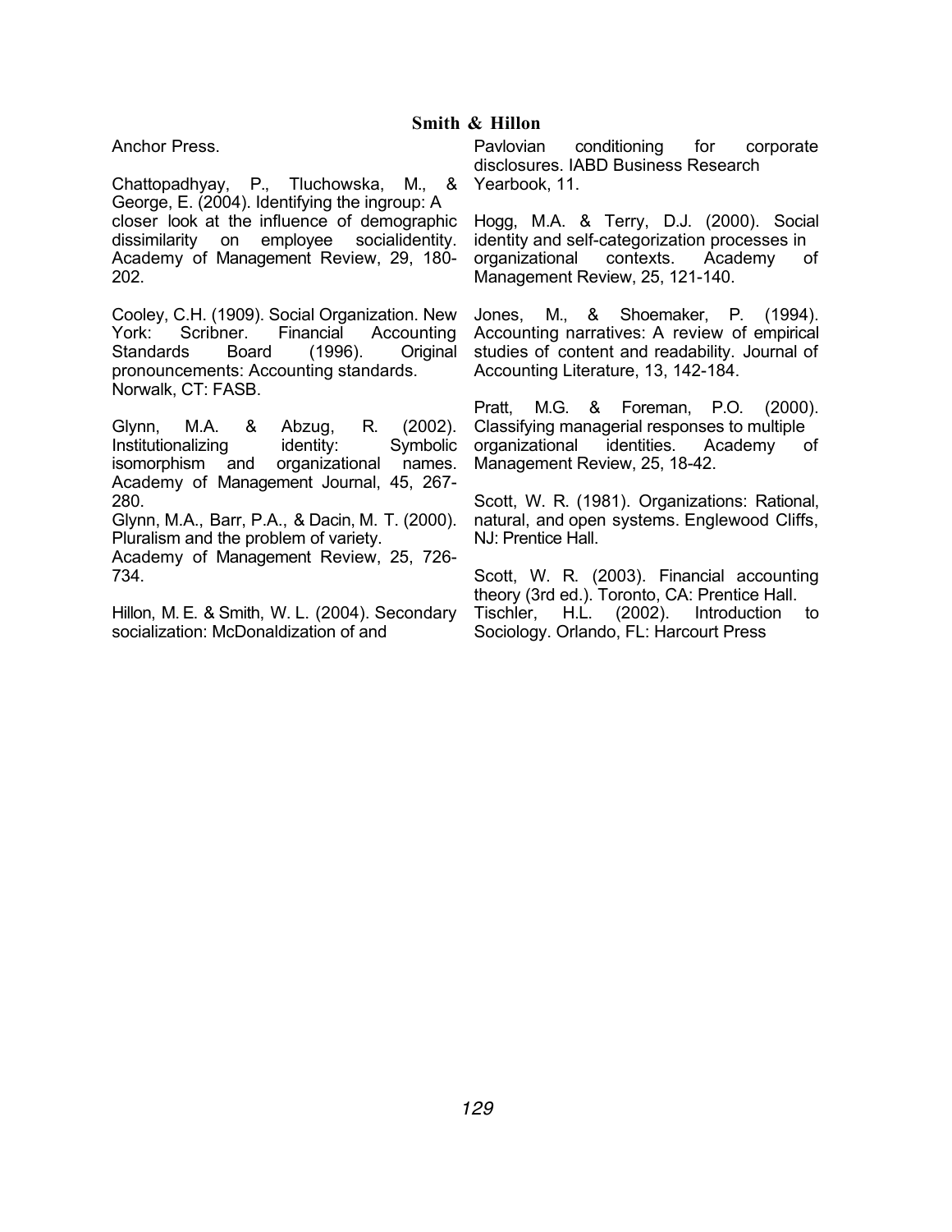Anchor Press.

Chattopadhyay, P., Tluchowska, M., & George, E. (2004). Identifying the ingroup: A closer look at the influence of demographic dissimilarity on employee socialidentity. Academy of Management Review, 29, 180-202.

Cooley, C.H. (1909). Social Organization. New York: Scribner. Financial Accounting Standards Board (1996). Original pronouncements: Accounting standards. Norwalk, CT: FASB.

Glynn, M.A. & Abzug, R. (2002). Institutionalizing identity: Symbolic isomorphism and organizational names. Academy of Management Journal, 45, 267-280.

Glynn, M.A., Barr, P.A., & Dacin, M. T. (2000). Pluralism and the problem of variety. Academy of Management Review, 25, 726-734.

Hillon, M. E. & Smith, W. L. (2004). Secondary socialization: McDonaldization of and Pavlovian conditioning for corporate disclosures. IABD Business Research Yearbook, 11.

Hogg, M.A. & Terry, D.J. (2000). Social identity and self-categorization processes in organizational contexts. Academy of Management Review, 25, 121-140.

Jones, M., & Shoemaker, P. (1994). Accounting narratives: A review of empirical studies of content and readability. Journal of Accounting Literature, 13, 142-184.

Pratt, M.G. & Foreman, P.O. (2000). Classifying managerial responses to multiple organizational identities. Academy of Management Review, 25, 18-42.

Scott, W. R. (1981). Organizations: Rational, natural, and open systems. Englewood Cliffs, NJ: Prentice Hall.

Scott, W. R. (2003). Financial accounting theory (3rd ed.). Toronto, CA: Prentice Hall.

Tischler, H.L. (2002). Introduction to Sociology. Orlando, FL: Harcourt Press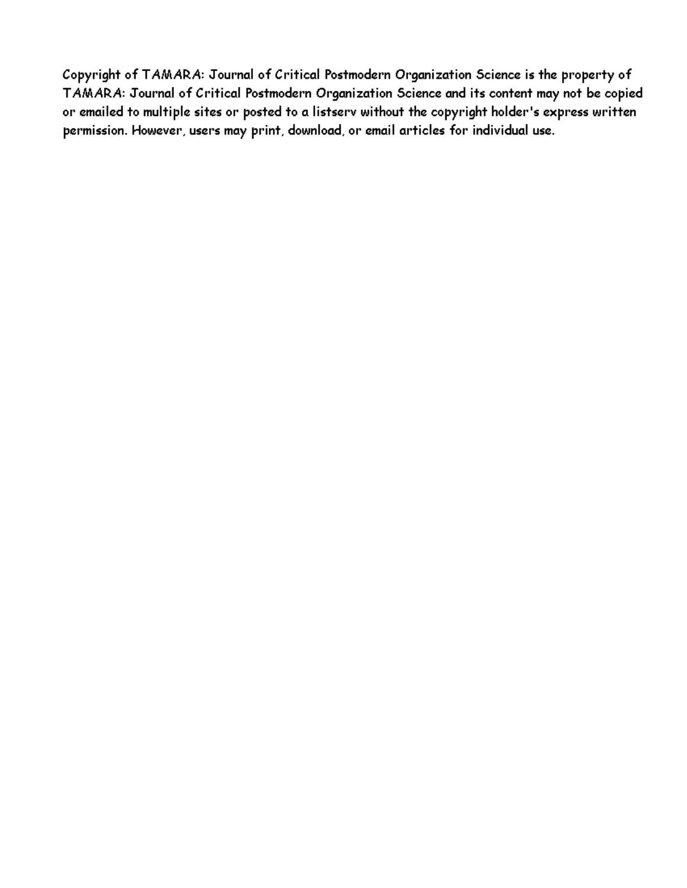Copyright of TAMARA: Journal of Critical Postmodern Organization Science is the property of TAMARA: Journal of Critical Postmodern Organization Science and its content may not be copied or emailed to multiple sites or posted to a listserv without the copyright holder's express written permission. However, users may print, download, or email articles for individual use.